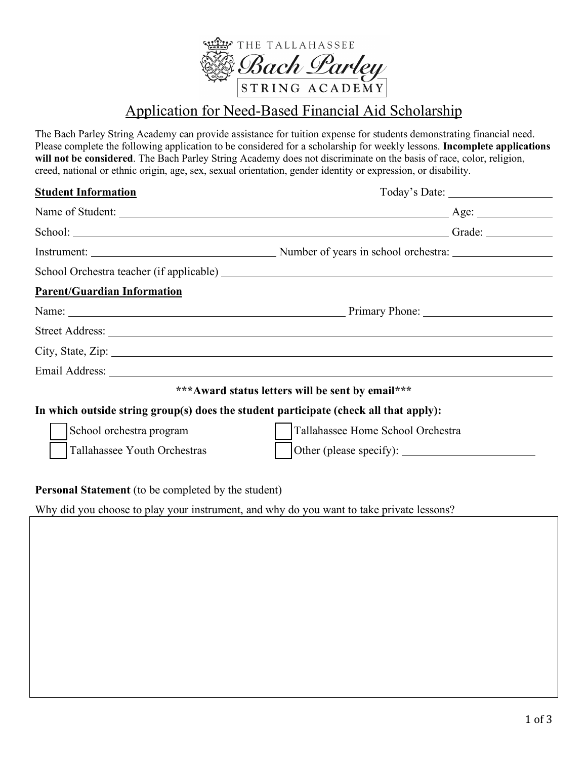THE TALLAHASSEE

**Bach Parley**

STRING ACADEMY

# Application for Need-Based Financial Aid Scholarship

The Bach Parley String Academy can provide assistance for tuition expense for students demonstrating financial need. Please complete the following application to be considered for a scholarship for weekly lessons. **Incomplete applications will not be considered**. The Bach Parley String Academy does not discriminate on the basis of race, color, religion, creed, national or ethnic origin, age, sex, sexual orientation, gender identity or expression, or disability.

**Student Information**

Today's Date: ______________

Name of Student: ________________________________ Age: __________

School: ________________________________ Grade: __________

Instrument: ______________________ Number of years in school orchestra: ______________

School Orchestra teacher (if applicable) ________________________________

**Parent/Guardian Information**

Name: ________________________________ Primary Phone: ________________

Street Address: ________________________________

City, State, Zip: ________________________________

Email Address: ________________________________

**\*\*\*Award status letters will be sent by email\*\*\***

**In which outside string group(s) does the student participate (check all that apply):**

- ☐ School orchestra program
- ☐ Tallahassee Home School Orchestra
- ☐ Tallahassee Youth Orchestras
- ☐ Other (please specify): ________________

**Personal Statement** (to be completed by the student)

Why did you choose to play your instrument, and why do you want to take private lessons?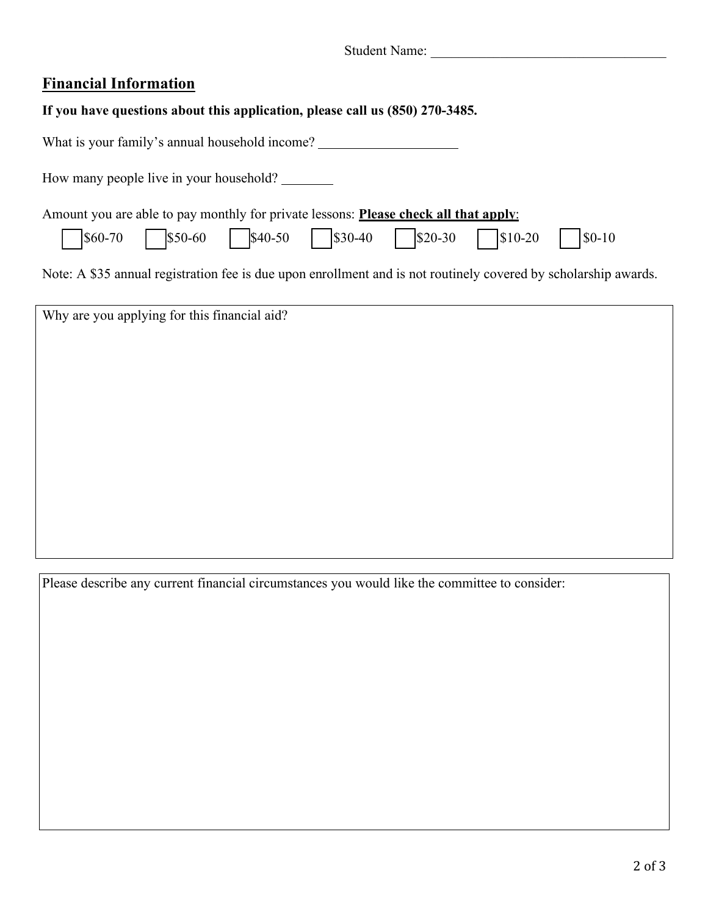Student Name: ___________________________________

## Financial Information

**If you have questions about this application, please call us (850) 270-3485.**

What is your family's annual household income? ____________________

How many people live in your household? ________

Amount you are able to pay monthly for private lessons: **Please check all that apply**:

☐ $60-70 ☐ $50-60 ☐ $40-50 ☐ $30-40 ☐ $20-30 ☐ $10-20 ☐ $0-10

Note: A $35 annual registration fee is due upon enrollment and is not routinely covered by scholarship awards.

Why are you applying for this financial aid?

Please describe any current financial circumstances you would like the committee to consider: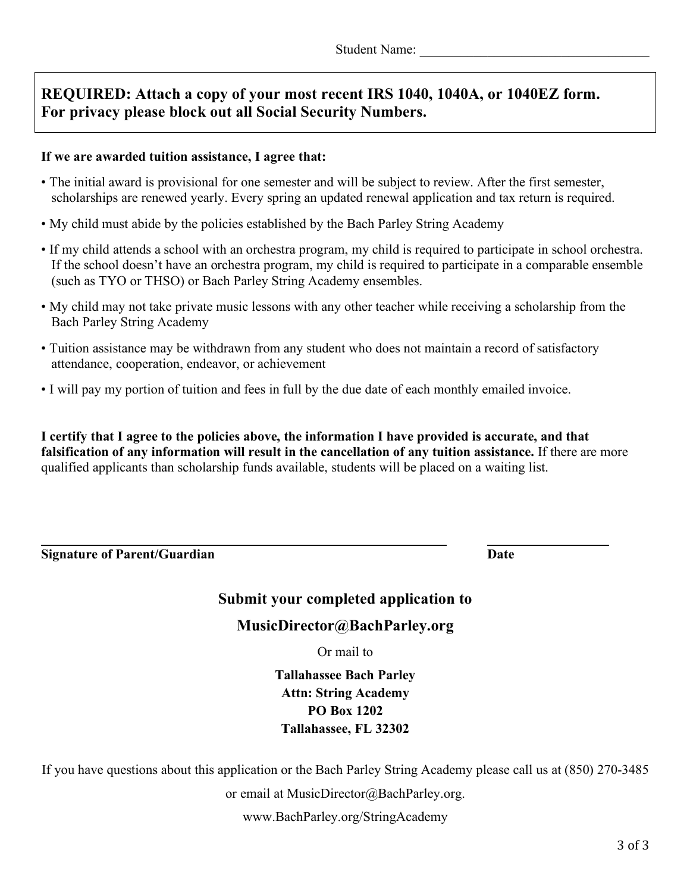Student Name: ___________________________________

**REQUIRED: Attach a copy of your most recent IRS 1040, 1040A, or 1040EZ form.
For privacy please block out all Social Security Numbers.**

**If we are awarded tuition assistance, I agree that:**

- The initial award is provisional for one semester and will be subject to review. After the first semester, scholarships are renewed yearly. Every spring an updated renewal application and tax return is required.
- My child must abide by the policies established by the Bach Parley String Academy
- If my child attends a school with an orchestra program, my child is required to participate in school orchestra. If the school doesn't have an orchestra program, my child is required to participate in a comparable ensemble (such as TYO or THSO) or Bach Parley String Academy ensembles.
- My child may not take private music lessons with any other teacher while receiving a scholarship from the Bach Parley String Academy
- Tuition assistance may be withdrawn from any student who does not maintain a record of satisfactory attendance, cooperation, endeavor, or achievement
- I will pay my portion of tuition and fees in full by the due date of each monthly emailed invoice.

**I certify that I agree to the policies above, the information I have provided is accurate, and that falsification of any information will result in the cancellation of any tuition assistance.** If there are more qualified applicants than scholarship funds available, students will be placed on a waiting list.

_____________________________________________ _______________

**Signature of Parent/Guardian** **Date**

## Submit your completed application to

## MusicDirector@BachParley.org

Or mail to

**Tallahassee Bach Parley**
**Attn: String Academy**
**PO Box 1202**
**Tallahassee, FL 32302**

If you have questions about this application or the Bach Parley String Academy please call us at (850) 270-3485 or email at MusicDirector@BachParley.org.

www.BachParley.org/StringAcademy